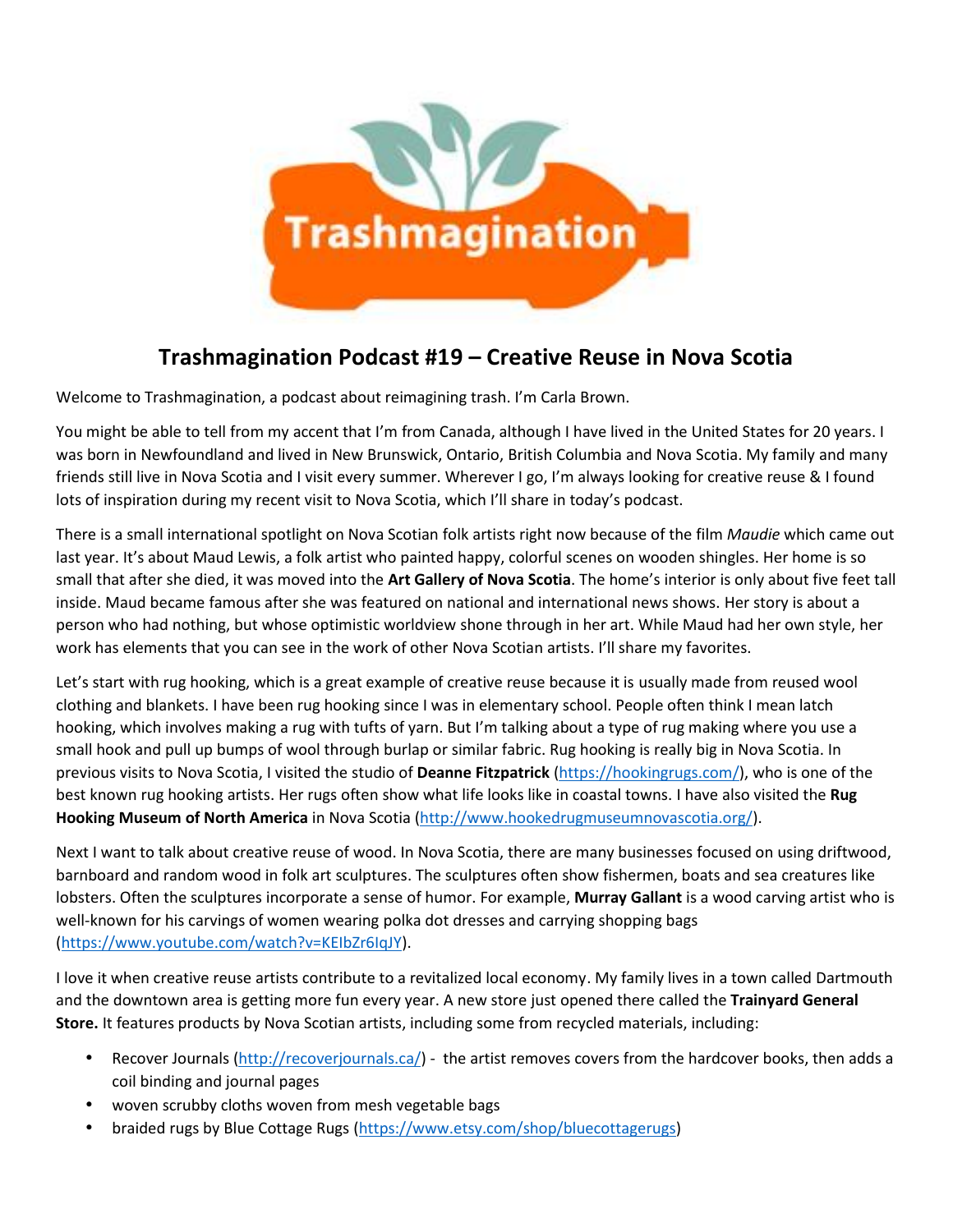# Trashmagination Podcast #19 – Creative Reuse in Nova Scotia

Welcome to Trashmagination, a podcast about reimagining trash. I'm Carla Brown.

You might be able to tell from my accent that I'm from Canada, although I have lived in the United States for 20 years. I was born in Newfoundland and lived in New Brunswick, Ontario, British Columbia and Nova Scotia. My family and many friends still live in Nova Scotia and I visit every summer. Wherever I go, I'm always looking for creative reuse & I found lots of inspiration during my recent visit to Nova Scotia, which I'll share in today's podcast.

There is a small international spotlight on Nova Scotian folk artists right now because of the film *Maudie* which came out last year. It's about Maud Lewis, a folk artist who painted happy, colorful scenes on wooden shingles. Her home is so small that after she died, it was moved into the **Art Gallery of Nova Scotia**. The home's interior is only about five feet tall inside. Maud became famous after she was featured on national and international news shows. Her story is about a person who had nothing, but whose optimistic worldview shone through in her art. While Maud had her own style, her work has elements that you can see in the work of other Nova Scotian artists. I'll share my favorites.

Let's start with rug hooking, which is a great example of creative reuse because it is usually made from reused wool clothing and blankets. I have been rug hooking since I was in elementary school. People often think I mean latch hooking, which involves making a rug with tufts of yarn. But I'm talking about a type of rug making where you use a small hook and pull up bumps of wool through burlap or similar fabric. Rug hooking is really big in Nova Scotia. In previous visits to Nova Scotia, I visited the studio of **Deanne Fitzpatrick** (https://hookingrugs.com/), who is one of the best known rug hooking artists. Her rugs often show what life looks like in coastal towns. I have also visited the **Rug Hooking Museum of North America** in Nova Scotia (http://www.hookedrugmuseumnovascotia.org/).

Next I want to talk about creative reuse of wood. In Nova Scotia, there are many businesses focused on using driftwood, barnboard and random wood in folk art sculptures. The sculptures often show fishermen, boats and sea creatures like lobsters. Often the sculptures incorporate a sense of humor. For example, **Murray Gallant** is a wood carving artist who is well-known for his carvings of women wearing polka dot dresses and carrying shopping bags (https://www.youtube.com/watch?v=KEIbZr6IqJY).

I love it when creative reuse artists contribute to a revitalized local economy. My family lives in a town called Dartmouth and the downtown area is getting more fun every year. A new store just opened there called the **Trainyard General Store.** It features products by Nova Scotian artists, including some from recycled materials, including:

- Recover Journals (http://recoverjournals.ca/) - the artist removes covers from the hardcover books, then adds a coil binding and journal pages
- woven scrubby cloths woven from mesh vegetable bags
- braided rugs by Blue Cottage Rugs (https://www.etsy.com/shop/bluecottagerugs)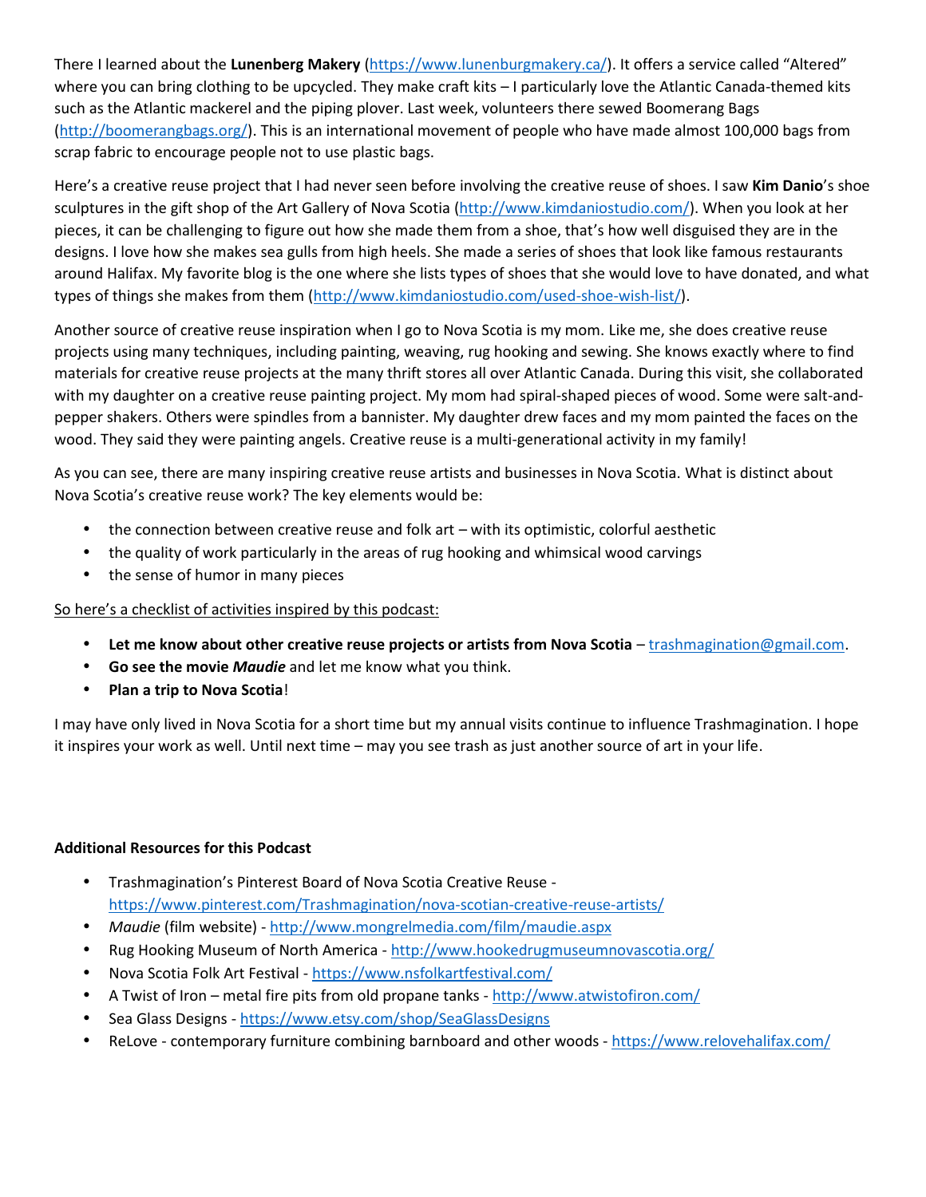There I learned about the **Lunenberg Makery** (https://www.lunenburgmakery.ca/). It offers a service called "Altered" where you can bring clothing to be upcycled. They make craft kits – I particularly love the Atlantic Canada-themed kits such as the Atlantic mackerel and the piping plover. Last week, volunteers there sewed Boomerang Bags (http://boomerangbags.org/). This is an international movement of people who have made almost 100,000 bags from scrap fabric to encourage people not to use plastic bags.

Here's a creative reuse project that I had never seen before involving the creative reuse of shoes. I saw **Kim Danio**'s shoe sculptures in the gift shop of the Art Gallery of Nova Scotia (http://www.kimdaniostudio.com/). When you look at her pieces, it can be challenging to figure out how she made them from a shoe, that's how well disguised they are in the designs. I love how she makes sea gulls from high heels. She made a series of shoes that look like famous restaurants around Halifax. My favorite blog is the one where she lists types of shoes that she would love to have donated, and what types of things she makes from them (http://www.kimdaniostudio.com/used-shoe-wish-list/).

Another source of creative reuse inspiration when I go to Nova Scotia is my mom. Like me, she does creative reuse projects using many techniques, including painting, weaving, rug hooking and sewing. She knows exactly where to find materials for creative reuse projects at the many thrift stores all over Atlantic Canada. During this visit, she collaborated with my daughter on a creative reuse painting project. My mom had spiral-shaped pieces of wood. Some were salt-and-pepper shakers. Others were spindles from a bannister. My daughter drew faces and my mom painted the faces on the wood. They said they were painting angels. Creative reuse is a multi-generational activity in my family!

As you can see, there are many inspiring creative reuse artists and businesses in Nova Scotia. What is distinct about Nova Scotia's creative reuse work? The key elements would be:

- the connection between creative reuse and folk art – with its optimistic, colorful aesthetic
- the quality of work particularly in the areas of rug hooking and whimsical wood carvings
- the sense of humor in many pieces

So here's a checklist of activities inspired by this podcast:

- **Let me know about other creative reuse projects or artists from Nova Scotia** – trashmagination@gmail.com.
- **Go see the movie *Maudie*** and let me know what you think.
- **Plan a trip to Nova Scotia**!

I may have only lived in Nova Scotia for a short time but my annual visits continue to influence Trashmagination. I hope it inspires your work as well. Until next time – may you see trash as just another source of art in your life.

**Additional Resources for this Podcast**

- Trashmagination's Pinterest Board of Nova Scotia Creative Reuse - https://www.pinterest.com/Trashmagination/nova-scotian-creative-reuse-artists/
- *Maudie* (film website) - http://www.mongrelmedia.com/film/maudie.aspx
- Rug Hooking Museum of North America - http://www.hookedrugmuseumnovascotia.org/
- Nova Scotia Folk Art Festival - https://www.nsfolkartfestival.com/
- A Twist of Iron – metal fire pits from old propane tanks - http://www.atwistofiron.com/
- Sea Glass Designs - https://www.etsy.com/shop/SeaGlassDesigns
- ReLove - contemporary furniture combining barnboard and other woods - https://www.relovehalifax.com/